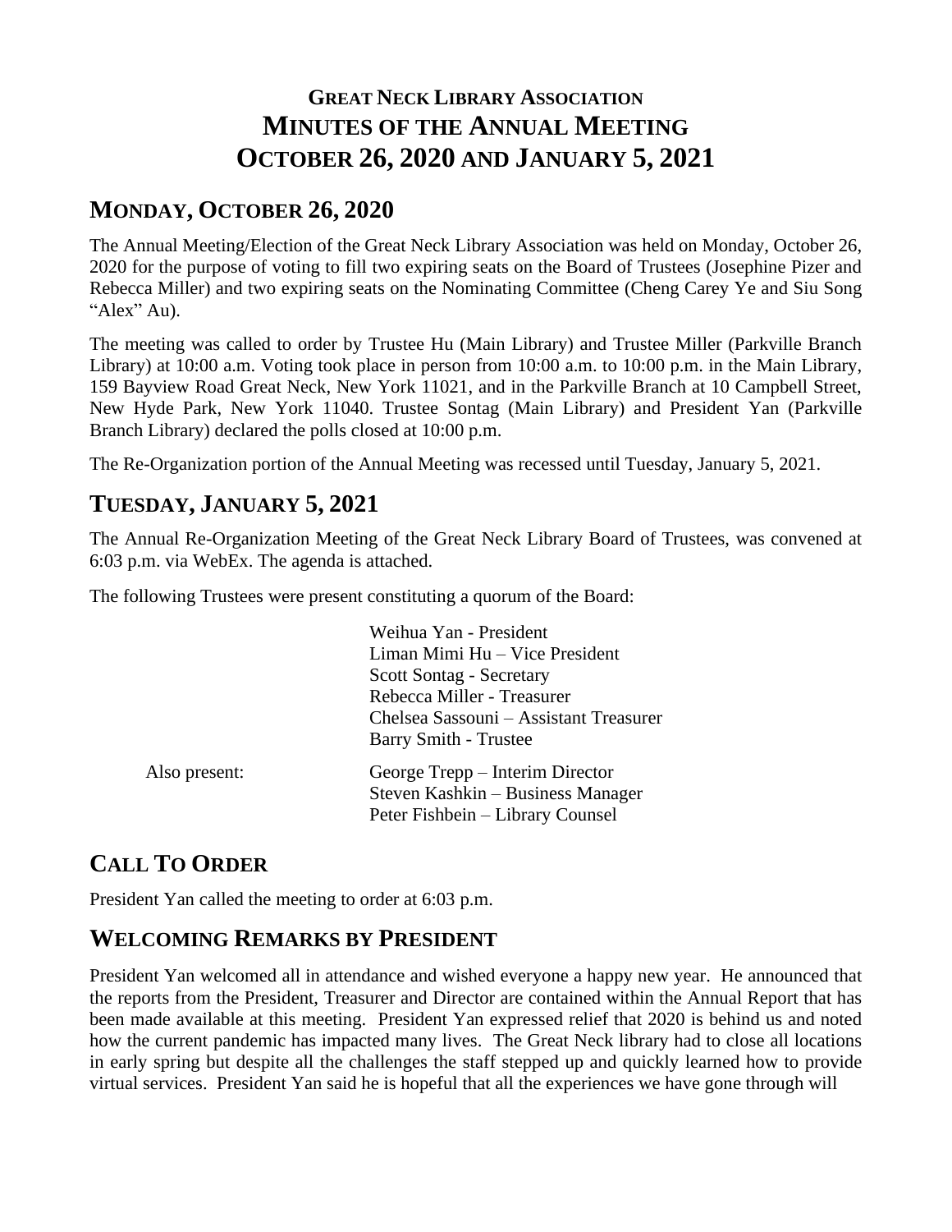# GREAT NECK LIBRARY ASSOCIATION
# MINUTES OF THE ANNUAL MEETING
# OCTOBER 26, 2020 AND JANUARY 5, 2021

## MONDAY, OCTOBER 26, 2020

The Annual Meeting/Election of the Great Neck Library Association was held on Monday, October 26, 2020 for the purpose of voting to fill two expiring seats on the Board of Trustees (Josephine Pizer and Rebecca Miller) and two expiring seats on the Nominating Committee (Cheng Carey Ye and Siu Song "Alex" Au).

The meeting was called to order by Trustee Hu (Main Library) and Trustee Miller (Parkville Branch Library) at 10:00 a.m. Voting took place in person from 10:00 a.m. to 10:00 p.m. in the Main Library, 159 Bayview Road Great Neck, New York 11021, and in the Parkville Branch at 10 Campbell Street, New Hyde Park, New York 11040. Trustee Sontag (Main Library) and President Yan (Parkville Branch Library) declared the polls closed at 10:00 p.m.

The Re-Organization portion of the Annual Meeting was recessed until Tuesday, January 5, 2021.

## TUESDAY, JANUARY 5, 2021

The Annual Re-Organization Meeting of the Great Neck Library Board of Trustees, was convened at 6:03 p.m. via WebEx. The agenda is attached.

The following Trustees were present constituting a quorum of the Board:

Weihua Yan - President
Liman Mimi Hu – Vice President
Scott Sontag - Secretary
Rebecca Miller - Treasurer
Chelsea Sassouni – Assistant Treasurer
Barry Smith - Trustee

Also present:
George Trepp – Interim Director
Steven Kashkin – Business Manager
Peter Fishbein – Library Counsel

## CALL TO ORDER

President Yan called the meeting to order at 6:03 p.m.

## WELCOMING REMARKS BY PRESIDENT

President Yan welcomed all in attendance and wished everyone a happy new year. He announced that the reports from the President, Treasurer and Director are contained within the Annual Report that has been made available at this meeting. President Yan expressed relief that 2020 is behind us and noted how the current pandemic has impacted many lives. The Great Neck library had to close all locations in early spring but despite all the challenges the staff stepped up and quickly learned how to provide virtual services. President Yan said he is hopeful that all the experiences we have gone through will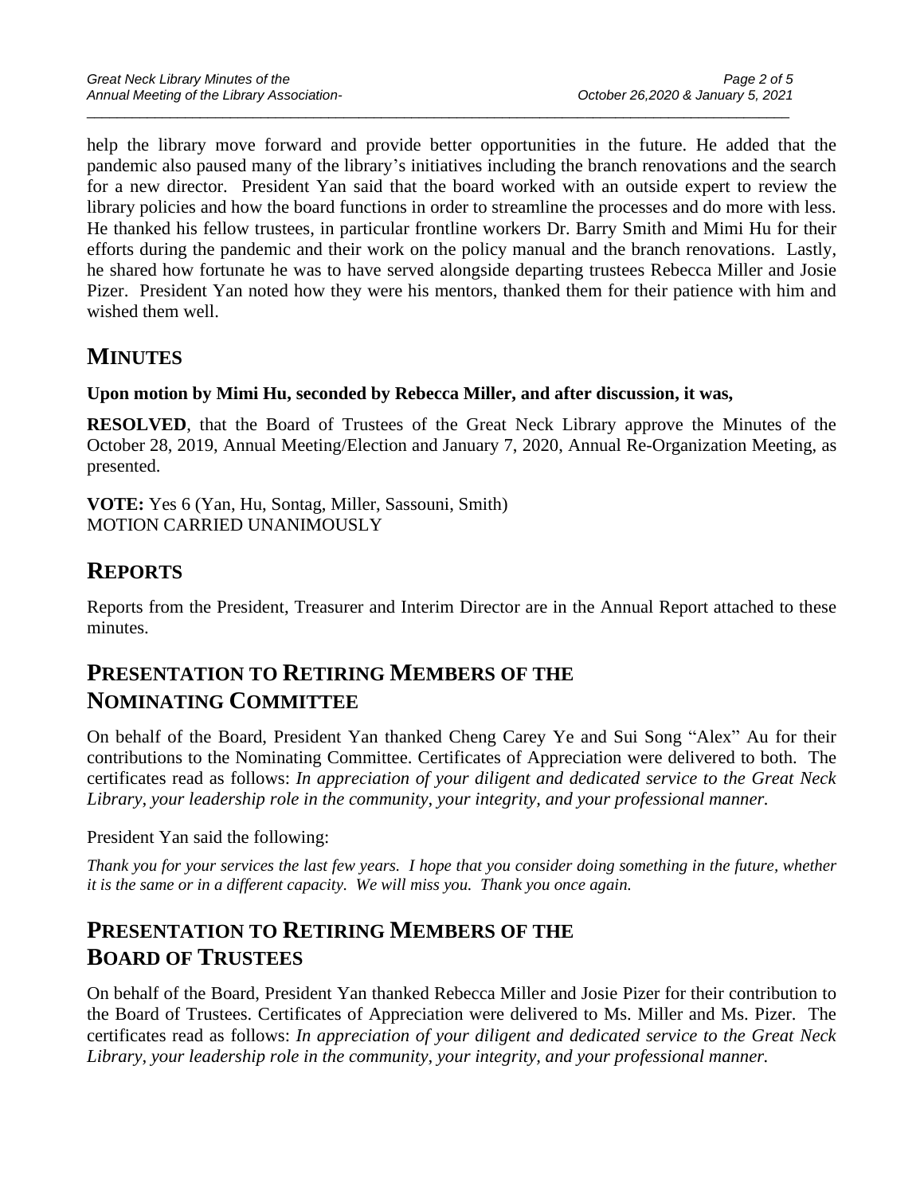help the library move forward and provide better opportunities in the future. He added that the pandemic also paused many of the library's initiatives including the branch renovations and the search for a new director. President Yan said that the board worked with an outside expert to review the library policies and how the board functions in order to streamline the processes and do more with less. He thanked his fellow trustees, in particular frontline workers Dr. Barry Smith and Mimi Hu for their efforts during the pandemic and their work on the policy manual and the branch renovations. Lastly, he shared how fortunate he was to have served alongside departing trustees Rebecca Miller and Josie Pizer. President Yan noted how they were his mentors, thanked them for their patience with him and wished them well.

## MINUTES

**Upon motion by Mimi Hu, seconded by Rebecca Miller, and after discussion, it was,**

**RESOLVED**, that the Board of Trustees of the Great Neck Library approve the Minutes of the October 28, 2019, Annual Meeting/Election and January 7, 2020, Annual Re-Organization Meeting, as presented.

**VOTE:** Yes 6 (Yan, Hu, Sontag, Miller, Sassouni, Smith)
MOTION CARRIED UNANIMOUSLY

## REPORTS

Reports from the President, Treasurer and Interim Director are in the Annual Report attached to these minutes.

## PRESENTATION TO RETIRING MEMBERS OF THE NOMINATING COMMITTEE

On behalf of the Board, President Yan thanked Cheng Carey Ye and Sui Song "Alex" Au for their contributions to the Nominating Committee. Certificates of Appreciation were delivered to both. The certificates read as follows: *In appreciation of your diligent and dedicated service to the Great Neck Library, your leadership role in the community, your integrity, and your professional manner.*

President Yan said the following:

*Thank you for your services the last few years. I hope that you consider doing something in the future, whether it is the same or in a different capacity. We will miss you. Thank you once again.*

## PRESENTATION TO RETIRING MEMBERS OF THE BOARD OF TRUSTEES

On behalf of the Board, President Yan thanked Rebecca Miller and Josie Pizer for their contribution to the Board of Trustees. Certificates of Appreciation were delivered to Ms. Miller and Ms. Pizer. The certificates read as follows: *In appreciation of your diligent and dedicated service to the Great Neck Library, your leadership role in the community, your integrity, and your professional manner.*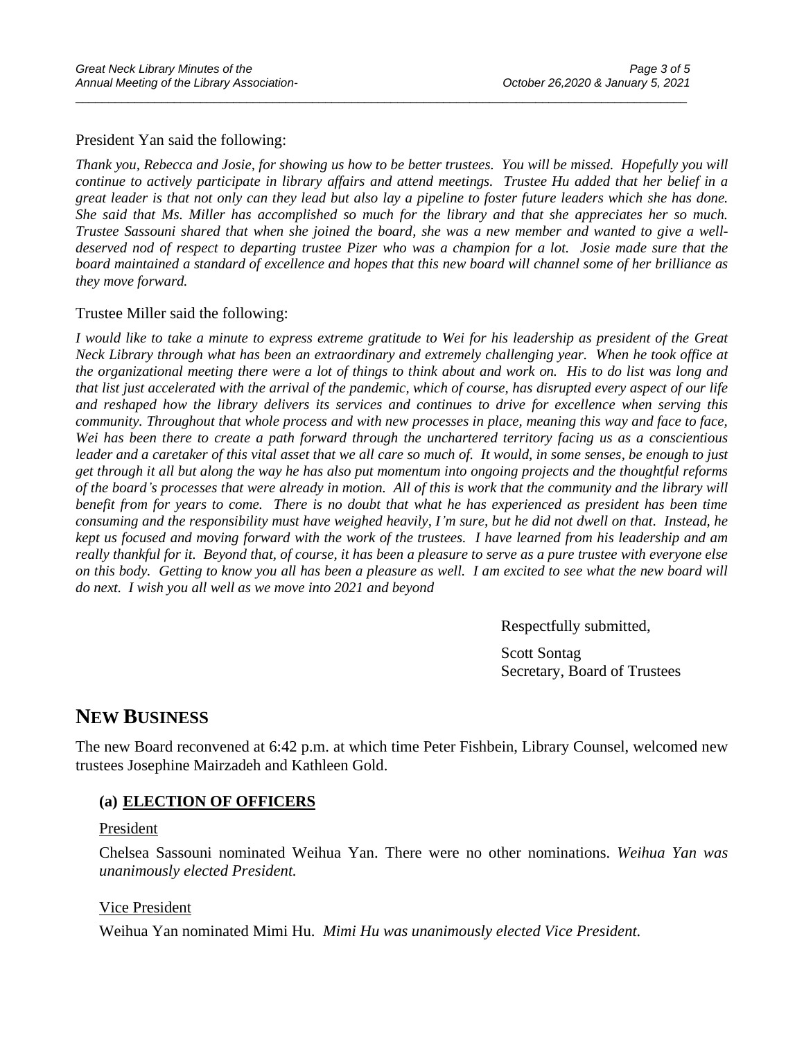President Yan said the following:

*Thank you, Rebecca and Josie, for showing us how to be better trustees. You will be missed. Hopefully you will continue to actively participate in library affairs and attend meetings. Trustee Hu added that her belief in a great leader is that not only can they lead but also lay a pipeline to foster future leaders which she has done. She said that Ms. Miller has accomplished so much for the library and that she appreciates her so much. Trustee Sassouni shared that when she joined the board, she was a new member and wanted to give a well-deserved nod of respect to departing trustee Pizer who was a champion for a lot. Josie made sure that the board maintained a standard of excellence and hopes that this new board will channel some of her brilliance as they move forward.*

Trustee Miller said the following:

*I would like to take a minute to express extreme gratitude to Wei for his leadership as president of the Great Neck Library through what has been an extraordinary and extremely challenging year. When he took office at the organizational meeting there were a lot of things to think about and work on. His to do list was long and that list just accelerated with the arrival of the pandemic, which of course, has disrupted every aspect of our life and reshaped how the library delivers its services and continues to drive for excellence when serving this community. Throughout that whole process and with new processes in place, meaning this way and face to face, Wei has been there to create a path forward through the unchartered territory facing us as a conscientious leader and a caretaker of this vital asset that we all care so much of. It would, in some senses, be enough to just get through it all but along the way he has also put momentum into ongoing projects and the thoughtful reforms of the board's processes that were already in motion. All of this is work that the community and the library will benefit from for years to come. There is no doubt that what he has experienced as president has been time consuming and the responsibility must have weighed heavily, I'm sure, but he did not dwell on that. Instead, he kept us focused and moving forward with the work of the trustees. I have learned from his leadership and am really thankful for it. Beyond that, of course, it has been a pleasure to serve as a pure trustee with everyone else on this body. Getting to know you all has been a pleasure as well. I am excited to see what the new board will do next. I wish you all well as we move into 2021 and beyond*

Respectfully submitted,

Scott Sontag
Secretary, Board of Trustees

## NEW BUSINESS

The new Board reconvened at 6:42 p.m. at which time Peter Fishbein, Library Counsel, welcomed new trustees Josephine Mairzadeh and Kathleen Gold.

### (a) ELECTION OF OFFICERS

President

Chelsea Sassouni nominated Weihua Yan. There were no other nominations. *Weihua Yan was unanimously elected President.*

Vice President

Weihua Yan nominated Mimi Hu. *Mimi Hu was unanimously elected Vice President.*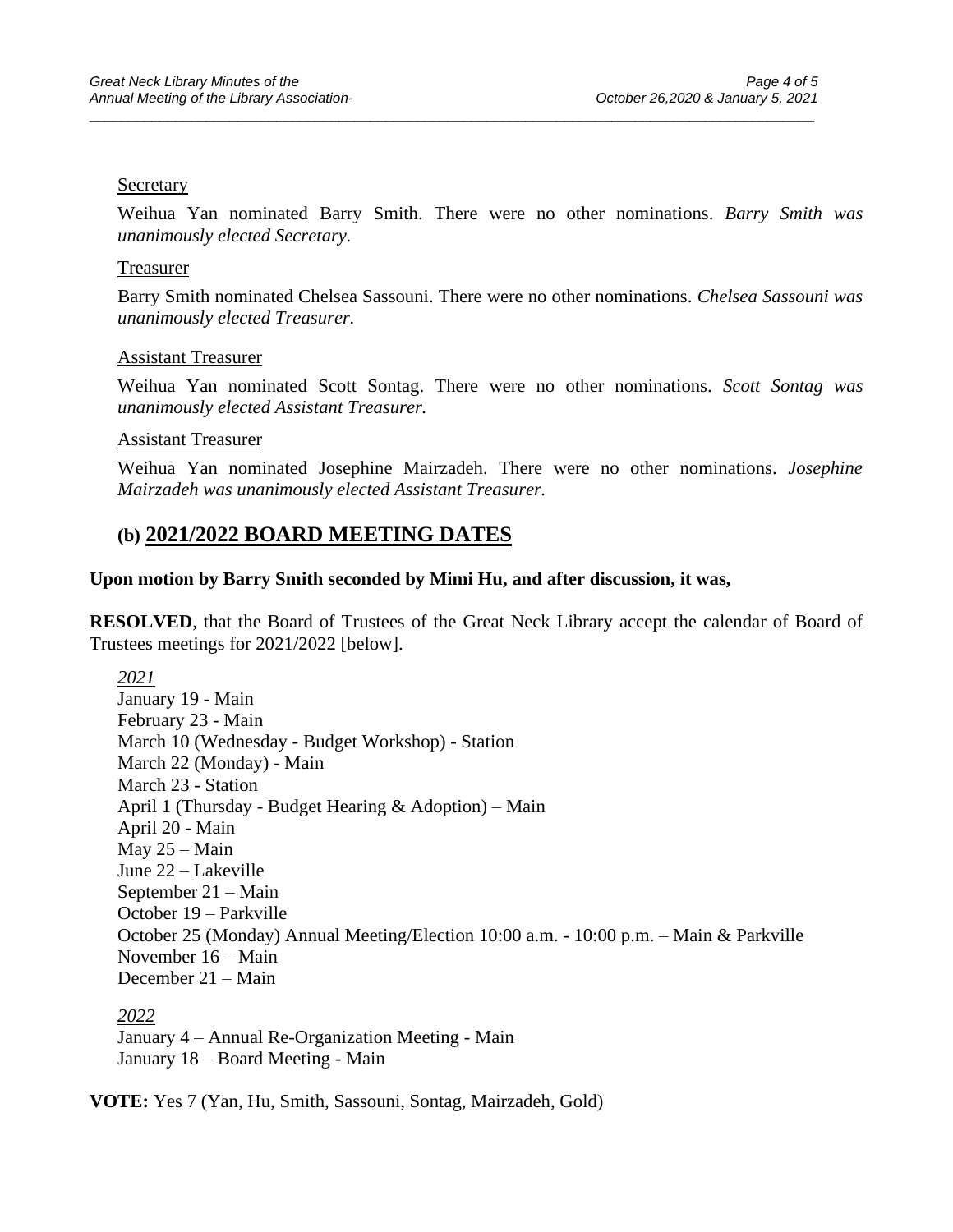Secretary

Weihua Yan nominated Barry Smith. There were no other nominations. *Barry Smith was unanimously elected Secretary.*

Treasurer

Barry Smith nominated Chelsea Sassouni. There were no other nominations. *Chelsea Sassouni was unanimously elected Treasurer.*

Assistant Treasurer

Weihua Yan nominated Scott Sontag. There were no other nominations. *Scott Sontag was unanimously elected Assistant Treasurer.*

Assistant Treasurer

Weihua Yan nominated Josephine Mairzadeh. There were no other nominations. *Josephine Mairzadeh was unanimously elected Assistant Treasurer.*

## (b) 2021/2022 BOARD MEETING DATES

**Upon motion by Barry Smith seconded by Mimi Hu, and after discussion, it was,**

**RESOLVED**, that the Board of Trustees of the Great Neck Library accept the calendar of Board of Trustees meetings for 2021/2022 [below].

*2021*
January 19 - Main
February 23 - Main
March 10 (Wednesday - Budget Workshop) - Station
March 22 (Monday) - Main
March 23 - Station
April 1 (Thursday - Budget Hearing & Adoption) – Main
April 20 - Main
May 25 – Main
June 22 – Lakeville
September 21 – Main
October 19 – Parkville
October 25 (Monday) Annual Meeting/Election 10:00 a.m. - 10:00 p.m. – Main & Parkville
November 16 – Main
December 21 – Main

*2022*
January 4 – Annual Re-Organization Meeting - Main
January 18 – Board Meeting - Main

**VOTE:** Yes 7 (Yan, Hu, Smith, Sassouni, Sontag, Mairzadeh, Gold)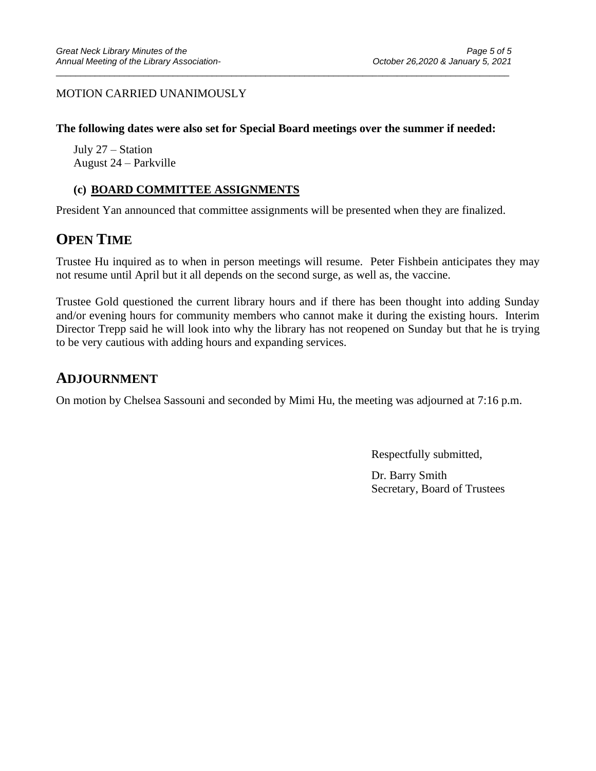MOTION CARRIED UNANIMOUSLY

**The following dates were also set for Special Board meetings over the summer if needed:**

July 27 – Station
August 24 – Parkville

### (c) BOARD COMMITTEE ASSIGNMENTS

President Yan announced that committee assignments will be presented when they are finalized.

## OPEN TIME

Trustee Hu inquired as to when in person meetings will resume. Peter Fishbein anticipates they may not resume until April but it all depends on the second surge, as well as, the vaccine.

Trustee Gold questioned the current library hours and if there has been thought into adding Sunday and/or evening hours for community members who cannot make it during the existing hours. Interim Director Trepp said he will look into why the library has not reopened on Sunday but that he is trying to be very cautious with adding hours and expanding services.

## ADJOURNMENT

On motion by Chelsea Sassouni and seconded by Mimi Hu, the meeting was adjourned at 7:16 p.m.

Respectfully submitted,

Dr. Barry Smith
Secretary, Board of Trustees